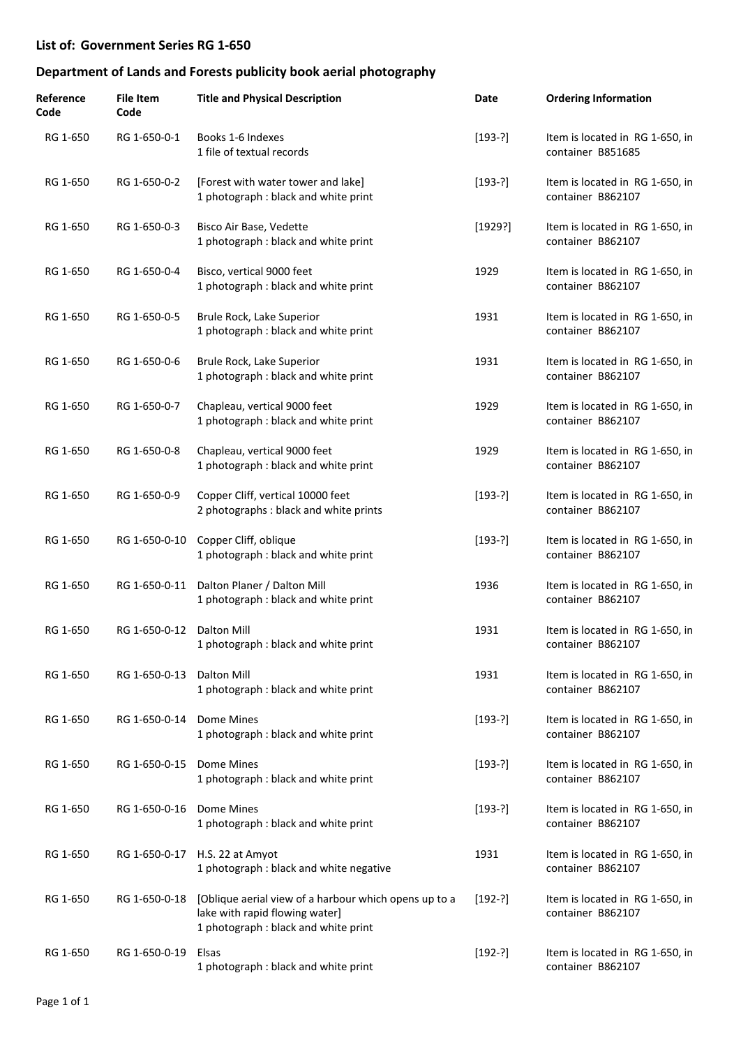## List of: Government Series RG 1-650

## Department of Lands and Forests publicity book aerial photography

| Reference Code | File Item Code | Title and Physical Description | Date | Ordering Information |
|---|---|---|---|---|
| RG 1-650 | RG 1-650-0-1 | Books 1-6 Indexes<br>1 file of textual records | [193-?] | Item is located in RG 1-650, in container B851685 |
| RG 1-650 | RG 1-650-0-2 | [Forest with water tower and lake]<br>1 photograph : black and white print | [193-?] | Item is located in RG 1-650, in container B862107 |
| RG 1-650 | RG 1-650-0-3 | Bisco Air Base, Vedette<br>1 photograph : black and white print | [1929?] | Item is located in RG 1-650, in container B862107 |
| RG 1-650 | RG 1-650-0-4 | Bisco, vertical 9000 feet<br>1 photograph : black and white print | 1929 | Item is located in RG 1-650, in container B862107 |
| RG 1-650 | RG 1-650-0-5 | Brule Rock, Lake Superior<br>1 photograph : black and white print | 1931 | Item is located in RG 1-650, in container B862107 |
| RG 1-650 | RG 1-650-0-6 | Brule Rock, Lake Superior<br>1 photograph : black and white print | 1931 | Item is located in RG 1-650, in container B862107 |
| RG 1-650 | RG 1-650-0-7 | Chapleau, vertical 9000 feet<br>1 photograph : black and white print | 1929 | Item is located in RG 1-650, in container B862107 |
| RG 1-650 | RG 1-650-0-8 | Chapleau, vertical 9000 feet<br>1 photograph : black and white print | 1929 | Item is located in RG 1-650, in container B862107 |
| RG 1-650 | RG 1-650-0-9 | Copper Cliff, vertical 10000 feet<br>2 photographs : black and white prints | [193-?] | Item is located in RG 1-650, in container B862107 |
| RG 1-650 | RG 1-650-0-10 | Copper Cliff, oblique<br>1 photograph : black and white print | [193-?] | Item is located in RG 1-650, in container B862107 |
| RG 1-650 | RG 1-650-0-11 | Dalton Planer / Dalton Mill<br>1 photograph : black and white print | 1936 | Item is located in RG 1-650, in container B862107 |
| RG 1-650 | RG 1-650-0-12 | Dalton Mill<br>1 photograph : black and white print | 1931 | Item is located in RG 1-650, in container B862107 |
| RG 1-650 | RG 1-650-0-13 | Dalton Mill<br>1 photograph : black and white print | 1931 | Item is located in RG 1-650, in container B862107 |
| RG 1-650 | RG 1-650-0-14 | Dome Mines<br>1 photograph : black and white print | [193-?] | Item is located in RG 1-650, in container B862107 |
| RG 1-650 | RG 1-650-0-15 | Dome Mines<br>1 photograph : black and white print | [193-?] | Item is located in RG 1-650, in container B862107 |
| RG 1-650 | RG 1-650-0-16 | Dome Mines<br>1 photograph : black and white print | [193-?] | Item is located in RG 1-650, in container B862107 |
| RG 1-650 | RG 1-650-0-17 | H.S. 22 at Amyot<br>1 photograph : black and white negative | 1931 | Item is located in RG 1-650, in container B862107 |
| RG 1-650 | RG 1-650-0-18 | [Oblique aerial view of a harbour which opens up to a lake with rapid flowing water]<br>1 photograph : black and white print | [192-?] | Item is located in RG 1-650, in container B862107 |
| RG 1-650 | RG 1-650-0-19 | Elsas<br>1 photograph : black and white print | [192-?] | Item is located in RG 1-650, in container B862107 |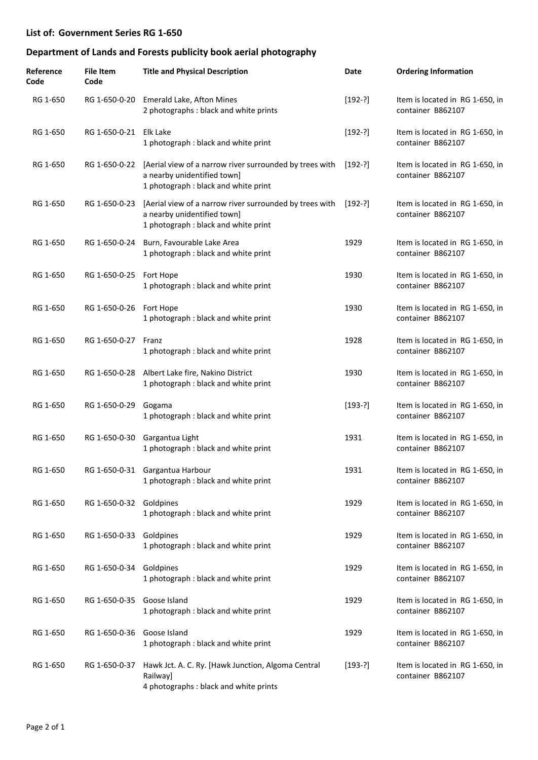## List of: Government Series RG 1-650

## Department of Lands and Forests publicity book aerial photography

| Reference Code | File Item Code | Title and Physical Description | Date | Ordering Information |
|---|---|---|---|---|
| RG 1-650 | RG 1-650-0-20 | Emerald Lake, Afton Mines<br>2 photographs : black and white prints | [192-?] | Item is located in RG 1-650, in container B862107 |
| RG 1-650 | RG 1-650-0-21 | Elk Lake<br>1 photograph : black and white print | [192-?] | Item is located in RG 1-650, in container B862107 |
| RG 1-650 | RG 1-650-0-22 | [Aerial view of a narrow river surrounded by trees with a nearby unidentified town]<br>1 photograph : black and white print | [192-?] | Item is located in RG 1-650, in container B862107 |
| RG 1-650 | RG 1-650-0-23 | [Aerial view of a narrow river surrounded by trees with a nearby unidentified town]<br>1 photograph : black and white print | [192-?] | Item is located in RG 1-650, in container B862107 |
| RG 1-650 | RG 1-650-0-24 | Burn, Favourable Lake Area<br>1 photograph : black and white print | 1929 | Item is located in RG 1-650, in container B862107 |
| RG 1-650 | RG 1-650-0-25 | Fort Hope<br>1 photograph : black and white print | 1930 | Item is located in RG 1-650, in container B862107 |
| RG 1-650 | RG 1-650-0-26 | Fort Hope<br>1 photograph : black and white print | 1930 | Item is located in RG 1-650, in container B862107 |
| RG 1-650 | RG 1-650-0-27 | Franz<br>1 photograph : black and white print | 1928 | Item is located in RG 1-650, in container B862107 |
| RG 1-650 | RG 1-650-0-28 | Albert Lake fire, Nakino District<br>1 photograph : black and white print | 1930 | Item is located in RG 1-650, in container B862107 |
| RG 1-650 | RG 1-650-0-29 | Gogama<br>1 photograph : black and white print | [193-?] | Item is located in RG 1-650, in container B862107 |
| RG 1-650 | RG 1-650-0-30 | Gargantua Light<br>1 photograph : black and white print | 1931 | Item is located in RG 1-650, in container B862107 |
| RG 1-650 | RG 1-650-0-31 | Gargantua Harbour<br>1 photograph : black and white print | 1931 | Item is located in RG 1-650, in container B862107 |
| RG 1-650 | RG 1-650-0-32 | Goldpines<br>1 photograph : black and white print | 1929 | Item is located in RG 1-650, in container B862107 |
| RG 1-650 | RG 1-650-0-33 | Goldpines<br>1 photograph : black and white print | 1929 | Item is located in RG 1-650, in container B862107 |
| RG 1-650 | RG 1-650-0-34 | Goldpines<br>1 photograph : black and white print | 1929 | Item is located in RG 1-650, in container B862107 |
| RG 1-650 | RG 1-650-0-35 | Goose Island<br>1 photograph : black and white print | 1929 | Item is located in RG 1-650, in container B862107 |
| RG 1-650 | RG 1-650-0-36 | Goose Island<br>1 photograph : black and white print | 1929 | Item is located in RG 1-650, in container B862107 |
| RG 1-650 | RG 1-650-0-37 | Hawk Jct. A. C. Ry. [Hawk Junction, Algoma Central Railway]<br>4 photographs : black and white prints | [193-?] | Item is located in RG 1-650, in container B862107 |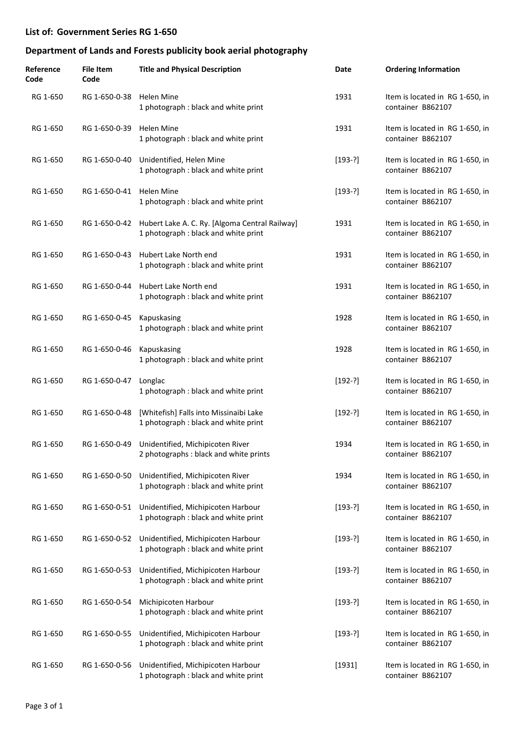## List of: Government Series RG 1-650

## Department of Lands and Forests publicity book aerial photography

| Reference Code | File Item Code | Title and Physical Description | Date | Ordering Information |
|---|---|---|---|---|
| RG 1-650 | RG 1-650-0-38 | Helen Mine<br>1 photograph : black and white print | 1931 | Item is located in RG 1-650, in container B862107 |
| RG 1-650 | RG 1-650-0-39 | Helen Mine<br>1 photograph : black and white print | 1931 | Item is located in RG 1-650, in container B862107 |
| RG 1-650 | RG 1-650-0-40 | Unidentified, Helen Mine<br>1 photograph : black and white print | [193-?] | Item is located in RG 1-650, in container B862107 |
| RG 1-650 | RG 1-650-0-41 | Helen Mine<br>1 photograph : black and white print | [193-?] | Item is located in RG 1-650, in container B862107 |
| RG 1-650 | RG 1-650-0-42 | Hubert Lake A. C. Ry. [Algoma Central Railway]<br>1 photograph : black and white print | 1931 | Item is located in RG 1-650, in container B862107 |
| RG 1-650 | RG 1-650-0-43 | Hubert Lake North end<br>1 photograph : black and white print | 1931 | Item is located in RG 1-650, in container B862107 |
| RG 1-650 | RG 1-650-0-44 | Hubert Lake North end<br>1 photograph : black and white print | 1931 | Item is located in RG 1-650, in container B862107 |
| RG 1-650 | RG 1-650-0-45 | Kapuskasing<br>1 photograph : black and white print | 1928 | Item is located in RG 1-650, in container B862107 |
| RG 1-650 | RG 1-650-0-46 | Kapuskasing<br>1 photograph : black and white print | 1928 | Item is located in RG 1-650, in container B862107 |
| RG 1-650 | RG 1-650-0-47 | Longlac<br>1 photograph : black and white print | [192-?] | Item is located in RG 1-650, in container B862107 |
| RG 1-650 | RG 1-650-0-48 | [Whitefish] Falls into Missinaibi Lake<br>1 photograph : black and white print | [192-?] | Item is located in RG 1-650, in container B862107 |
| RG 1-650 | RG 1-650-0-49 | Unidentified, Michipicoten River<br>2 photographs : black and white prints | 1934 | Item is located in RG 1-650, in container B862107 |
| RG 1-650 | RG 1-650-0-50 | Unidentified, Michipicoten River<br>1 photograph : black and white print | 1934 | Item is located in RG 1-650, in container B862107 |
| RG 1-650 | RG 1-650-0-51 | Unidentified, Michipicoten Harbour<br>1 photograph : black and white print | [193-?] | Item is located in RG 1-650, in container B862107 |
| RG 1-650 | RG 1-650-0-52 | Unidentified, Michipicoten Harbour<br>1 photograph : black and white print | [193-?] | Item is located in RG 1-650, in container B862107 |
| RG 1-650 | RG 1-650-0-53 | Unidentified, Michipicoten Harbour<br>1 photograph : black and white print | [193-?] | Item is located in RG 1-650, in container B862107 |
| RG 1-650 | RG 1-650-0-54 | Michipicoten Harbour<br>1 photograph : black and white print | [193-?] | Item is located in RG 1-650, in container B862107 |
| RG 1-650 | RG 1-650-0-55 | Unidentified, Michipicoten Harbour<br>1 photograph : black and white print | [193-?] | Item is located in RG 1-650, in container B862107 |
| RG 1-650 | RG 1-650-0-56 | Unidentified, Michipicoten Harbour<br>1 photograph : black and white print | [1931] | Item is located in RG 1-650, in container B862107 |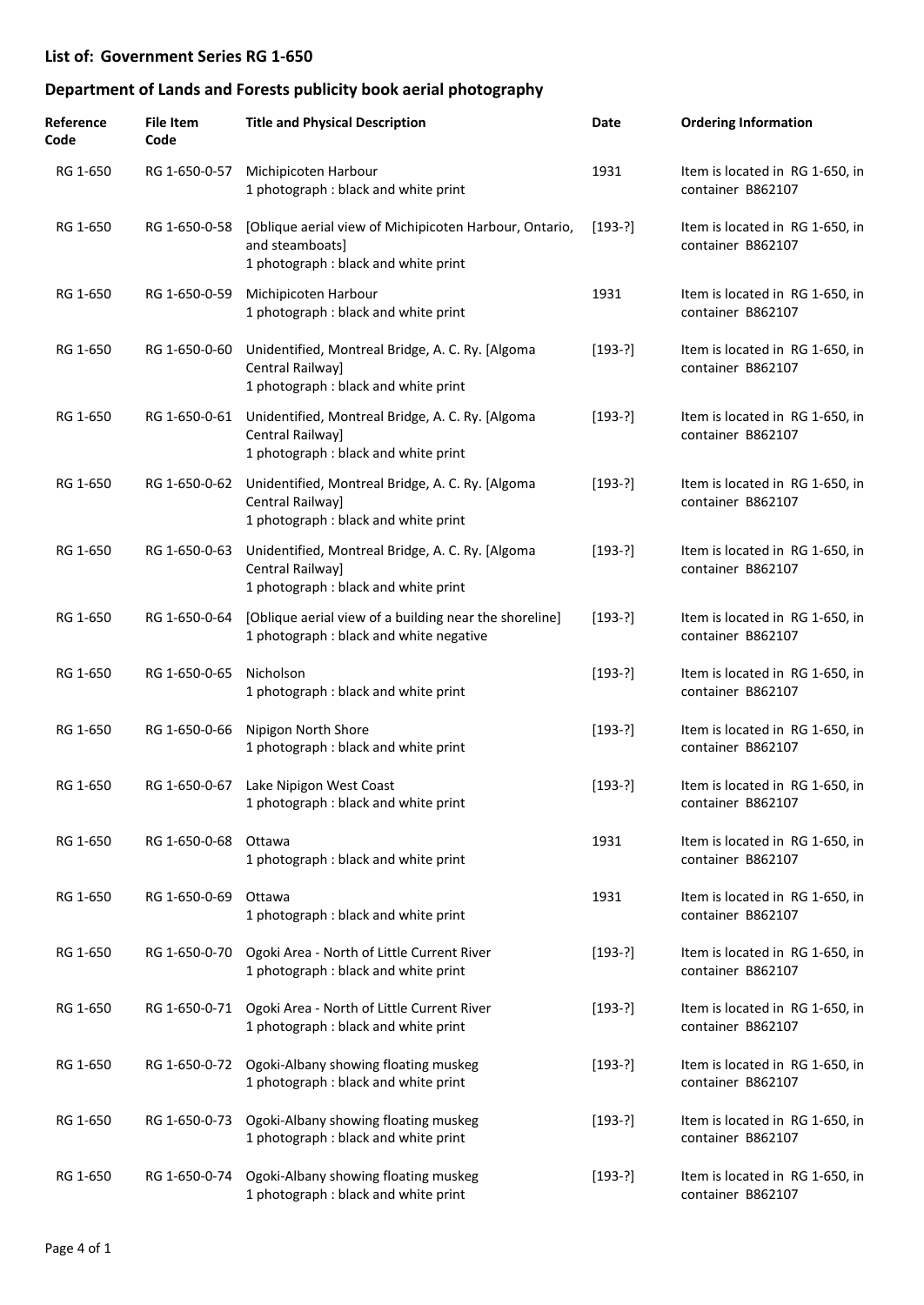## List of: Government Series RG 1-650

## Department of Lands and Forests publicity book aerial photography

| Reference Code | File Item Code | Title and Physical Description | Date | Ordering Information |
|---|---|---|---|---|
| RG 1-650 | RG 1-650-0-57 | Michipicoten Harbour<br>1 photograph : black and white print | 1931 | Item is located in RG 1-650, in container B862107 |
| RG 1-650 | RG 1-650-0-58 | [Oblique aerial view of Michipicoten Harbour, Ontario, and steamboats]<br>1 photograph : black and white print | [193-?] | Item is located in RG 1-650, in container B862107 |
| RG 1-650 | RG 1-650-0-59 | Michipicoten Harbour<br>1 photograph : black and white print | 1931 | Item is located in RG 1-650, in container B862107 |
| RG 1-650 | RG 1-650-0-60 | Unidentified, Montreal Bridge, A. C. Ry. [Algoma Central Railway]<br>1 photograph : black and white print | [193-?] | Item is located in RG 1-650, in container B862107 |
| RG 1-650 | RG 1-650-0-61 | Unidentified, Montreal Bridge, A. C. Ry. [Algoma Central Railway]<br>1 photograph : black and white print | [193-?] | Item is located in RG 1-650, in container B862107 |
| RG 1-650 | RG 1-650-0-62 | Unidentified, Montreal Bridge, A. C. Ry. [Algoma Central Railway]<br>1 photograph : black and white print | [193-?] | Item is located in RG 1-650, in container B862107 |
| RG 1-650 | RG 1-650-0-63 | Unidentified, Montreal Bridge, A. C. Ry. [Algoma Central Railway]<br>1 photograph : black and white print | [193-?] | Item is located in RG 1-650, in container B862107 |
| RG 1-650 | RG 1-650-0-64 | [Oblique aerial view of a building near the shoreline]<br>1 photograph : black and white negative | [193-?] | Item is located in RG 1-650, in container B862107 |
| RG 1-650 | RG 1-650-0-65 | Nicholson<br>1 photograph : black and white print | [193-?] | Item is located in RG 1-650, in container B862107 |
| RG 1-650 | RG 1-650-0-66 | Nipigon North Shore<br>1 photograph : black and white print | [193-?] | Item is located in RG 1-650, in container B862107 |
| RG 1-650 | RG 1-650-0-67 | Lake Nipigon West Coast<br>1 photograph : black and white print | [193-?] | Item is located in RG 1-650, in container B862107 |
| RG 1-650 | RG 1-650-0-68 | Ottawa<br>1 photograph : black and white print | 1931 | Item is located in RG 1-650, in container B862107 |
| RG 1-650 | RG 1-650-0-69 | Ottawa<br>1 photograph : black and white print | 1931 | Item is located in RG 1-650, in container B862107 |
| RG 1-650 | RG 1-650-0-70 | Ogoki Area - North of Little Current River<br>1 photograph : black and white print | [193-?] | Item is located in RG 1-650, in container B862107 |
| RG 1-650 | RG 1-650-0-71 | Ogoki Area - North of Little Current River<br>1 photograph : black and white print | [193-?] | Item is located in RG 1-650, in container B862107 |
| RG 1-650 | RG 1-650-0-72 | Ogoki-Albany showing floating muskeg<br>1 photograph : black and white print | [193-?] | Item is located in RG 1-650, in container B862107 |
| RG 1-650 | RG 1-650-0-73 | Ogoki-Albany showing floating muskeg<br>1 photograph : black and white print | [193-?] | Item is located in RG 1-650, in container B862107 |
| RG 1-650 | RG 1-650-0-74 | Ogoki-Albany showing floating muskeg<br>1 photograph : black and white print | [193-?] | Item is located in RG 1-650, in container B862107 |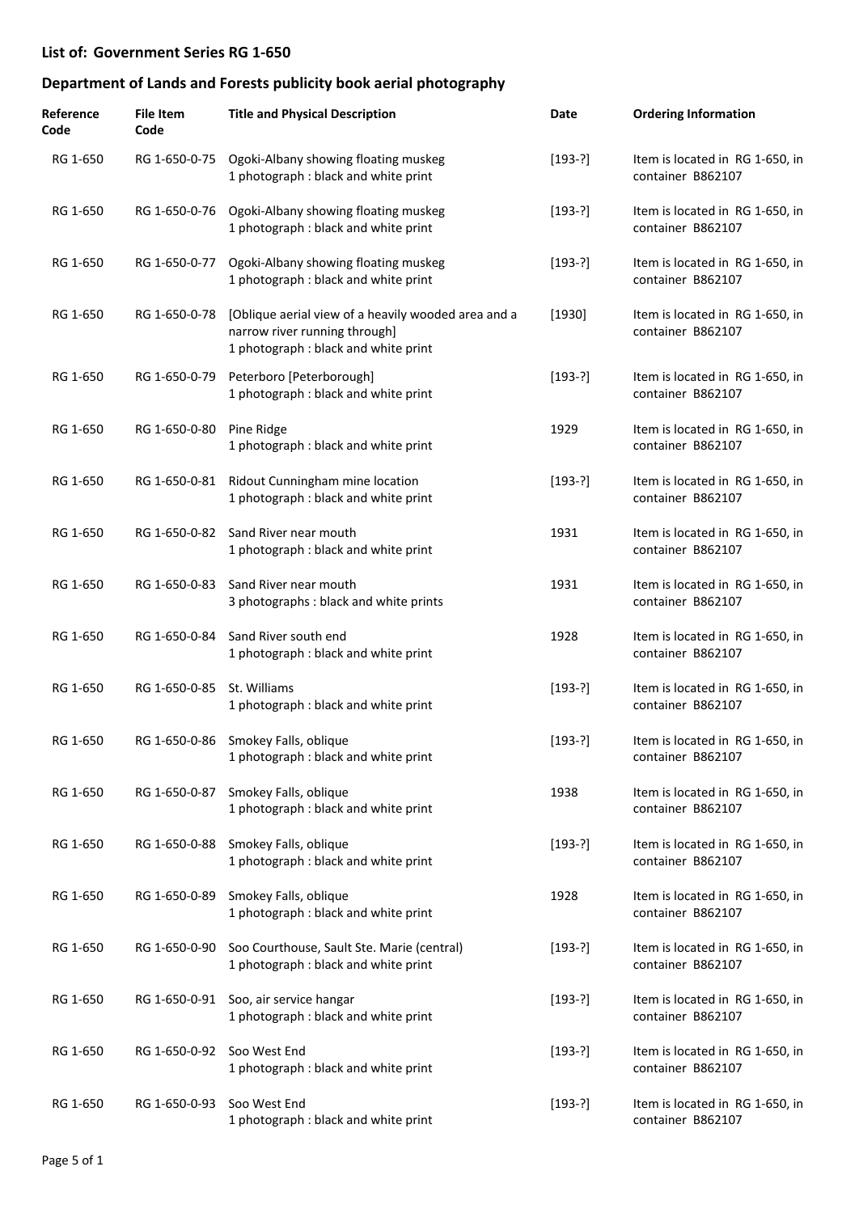## List of: Government Series RG 1-650

## Department of Lands and Forests publicity book aerial photography

| Reference Code | File Item Code | Title and Physical Description | Date | Ordering Information |
|---|---|---|---|---|
| RG 1-650 | RG 1-650-0-75 | Ogoki-Albany showing floating muskeg<br>1 photograph : black and white print | [193-?] | Item is located in RG 1-650, in container B862107 |
| RG 1-650 | RG 1-650-0-76 | Ogoki-Albany showing floating muskeg<br>1 photograph : black and white print | [193-?] | Item is located in RG 1-650, in container B862107 |
| RG 1-650 | RG 1-650-0-77 | Ogoki-Albany showing floating muskeg<br>1 photograph : black and white print | [193-?] | Item is located in RG 1-650, in container B862107 |
| RG 1-650 | RG 1-650-0-78 | [Oblique aerial view of a heavily wooded area and a narrow river running through]<br>1 photograph : black and white print | [1930] | Item is located in RG 1-650, in container B862107 |
| RG 1-650 | RG 1-650-0-79 | Peterboro [Peterborough]<br>1 photograph : black and white print | [193-?] | Item is located in RG 1-650, in container B862107 |
| RG 1-650 | RG 1-650-0-80 | Pine Ridge<br>1 photograph : black and white print | 1929 | Item is located in RG 1-650, in container B862107 |
| RG 1-650 | RG 1-650-0-81 | Ridout Cunningham mine location<br>1 photograph : black and white print | [193-?] | Item is located in RG 1-650, in container B862107 |
| RG 1-650 | RG 1-650-0-82 | Sand River near mouth<br>1 photograph : black and white print | 1931 | Item is located in RG 1-650, in container B862107 |
| RG 1-650 | RG 1-650-0-83 | Sand River near mouth<br>3 photographs : black and white prints | 1931 | Item is located in RG 1-650, in container B862107 |
| RG 1-650 | RG 1-650-0-84 | Sand River south end<br>1 photograph : black and white print | 1928 | Item is located in RG 1-650, in container B862107 |
| RG 1-650 | RG 1-650-0-85 | St. Williams<br>1 photograph : black and white print | [193-?] | Item is located in RG 1-650, in container B862107 |
| RG 1-650 | RG 1-650-0-86 | Smokey Falls, oblique<br>1 photograph : black and white print | [193-?] | Item is located in RG 1-650, in container B862107 |
| RG 1-650 | RG 1-650-0-87 | Smokey Falls, oblique<br>1 photograph : black and white print | 1938 | Item is located in RG 1-650, in container B862107 |
| RG 1-650 | RG 1-650-0-88 | Smokey Falls, oblique<br>1 photograph : black and white print | [193-?] | Item is located in RG 1-650, in container B862107 |
| RG 1-650 | RG 1-650-0-89 | Smokey Falls, oblique<br>1 photograph : black and white print | 1928 | Item is located in RG 1-650, in container B862107 |
| RG 1-650 | RG 1-650-0-90 | Soo Courthouse, Sault Ste. Marie (central)<br>1 photograph : black and white print | [193-?] | Item is located in RG 1-650, in container B862107 |
| RG 1-650 | RG 1-650-0-91 | Soo, air service hangar<br>1 photograph : black and white print | [193-?] | Item is located in RG 1-650, in container B862107 |
| RG 1-650 | RG 1-650-0-92 | Soo West End<br>1 photograph : black and white print | [193-?] | Item is located in RG 1-650, in container B862107 |
| RG 1-650 | RG 1-650-0-93 | Soo West End<br>1 photograph : black and white print | [193-?] | Item is located in RG 1-650, in container B862107 |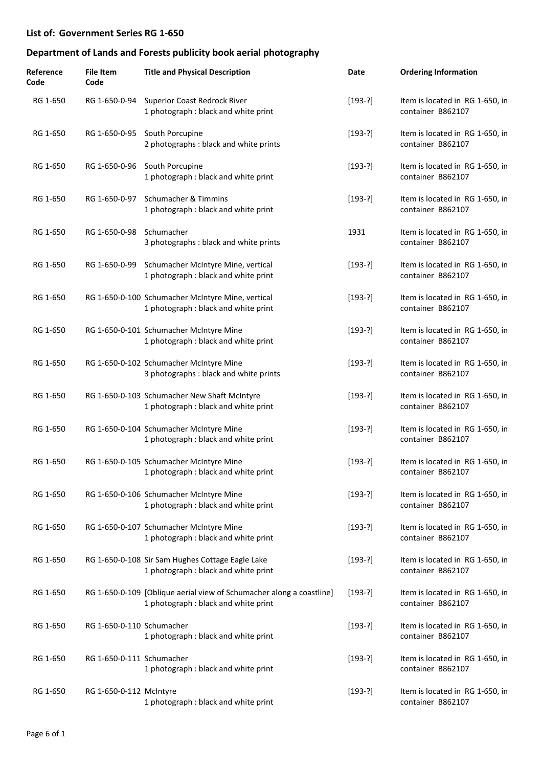**List of: Government Series RG 1-650**

**Department of Lands and Forests publicity book aerial photography**

| Reference Code | File Item Code | Title and Physical Description | Date | Ordering Information |
|---|---|---|---|---|
| RG 1-650 | RG 1-650-0-94 | Superior Coast Redrock River<br>1 photograph : black and white print | [193-?] | Item is located in RG 1-650, in container B862107 |
| RG 1-650 | RG 1-650-0-95 | South Porcupine<br>2 photographs : black and white prints | [193-?] | Item is located in RG 1-650, in container B862107 |
| RG 1-650 | RG 1-650-0-96 | South Porcupine<br>1 photograph : black and white print | [193-?] | Item is located in RG 1-650, in container B862107 |
| RG 1-650 | RG 1-650-0-97 | Schumacher & Timmins<br>1 photograph : black and white print | [193-?] | Item is located in RG 1-650, in container B862107 |
| RG 1-650 | RG 1-650-0-98 | Schumacher<br>3 photographs : black and white prints | 1931 | Item is located in RG 1-650, in container B862107 |
| RG 1-650 | RG 1-650-0-99 | Schumacher McIntyre Mine, vertical<br>1 photograph : black and white print | [193-?] | Item is located in RG 1-650, in container B862107 |
| RG 1-650 | RG 1-650-0-100 | Schumacher McIntyre Mine, vertical<br>1 photograph : black and white print | [193-?] | Item is located in RG 1-650, in container B862107 |
| RG 1-650 | RG 1-650-0-101 | Schumacher McIntyre Mine<br>1 photograph : black and white print | [193-?] | Item is located in RG 1-650, in container B862107 |
| RG 1-650 | RG 1-650-0-102 | Schumacher McIntyre Mine<br>3 photographs : black and white prints | [193-?] | Item is located in RG 1-650, in container B862107 |
| RG 1-650 | RG 1-650-0-103 | Schumacher New Shaft McIntyre<br>1 photograph : black and white print | [193-?] | Item is located in RG 1-650, in container B862107 |
| RG 1-650 | RG 1-650-0-104 | Schumacher McIntyre Mine<br>1 photograph : black and white print | [193-?] | Item is located in RG 1-650, in container B862107 |
| RG 1-650 | RG 1-650-0-105 | Schumacher McIntyre Mine<br>1 photograph : black and white print | [193-?] | Item is located in RG 1-650, in container B862107 |
| RG 1-650 | RG 1-650-0-106 | Schumacher McIntyre Mine<br>1 photograph : black and white print | [193-?] | Item is located in RG 1-650, in container B862107 |
| RG 1-650 | RG 1-650-0-107 | Schumacher McIntyre Mine<br>1 photograph : black and white print | [193-?] | Item is located in RG 1-650, in container B862107 |
| RG 1-650 | RG 1-650-0-108 | Sir Sam Hughes Cottage Eagle Lake<br>1 photograph : black and white print | [193-?] | Item is located in RG 1-650, in container B862107 |
| RG 1-650 | RG 1-650-0-109 | [Oblique aerial view of Schumacher along a coastline]<br>1 photograph : black and white print | [193-?] | Item is located in RG 1-650, in container B862107 |
| RG 1-650 | RG 1-650-0-110 | Schumacher<br>1 photograph : black and white print | [193-?] | Item is located in RG 1-650, in container B862107 |
| RG 1-650 | RG 1-650-0-111 | Schumacher<br>1 photograph : black and white print | [193-?] | Item is located in RG 1-650, in container B862107 |
| RG 1-650 | RG 1-650-0-112 | McIntyre<br>1 photograph : black and white print | [193-?] | Item is located in RG 1-650, in container B862107 |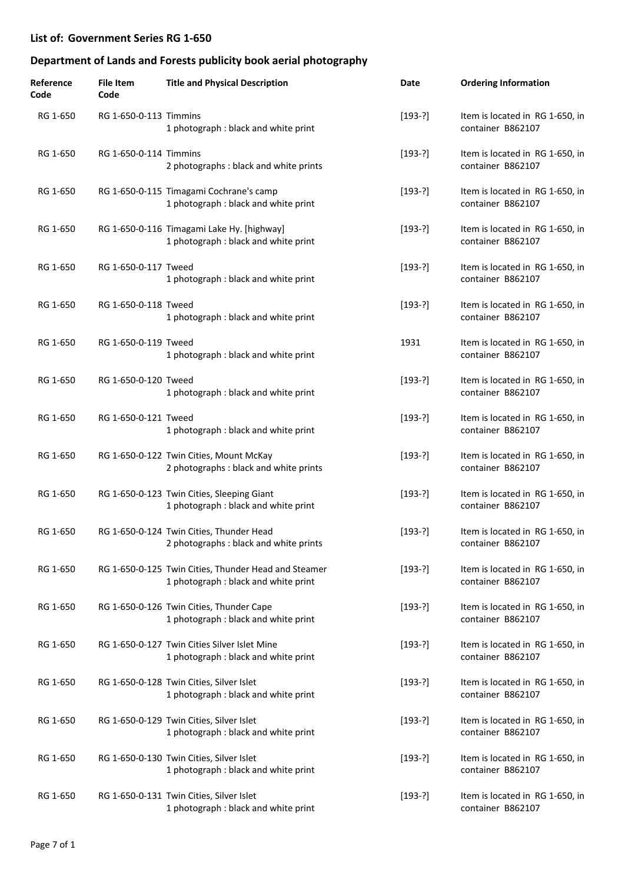## List of: Government Series RG 1-650

## Department of Lands and Forests publicity book aerial photography

| Reference Code | File Item Code | Title and Physical Description | Date | Ordering Information |
|---|---|---|---|---|
| RG 1-650 | RG 1-650-0-113 | Timmins<br>1 photograph : black and white print | [193-?] | Item is located in RG 1-650, in container B862107 |
| RG 1-650 | RG 1-650-0-114 | Timmins<br>2 photographs : black and white prints | [193-?] | Item is located in RG 1-650, in container B862107 |
| RG 1-650 | RG 1-650-0-115 | Timagami Cochrane's camp<br>1 photograph : black and white print | [193-?] | Item is located in RG 1-650, in container B862107 |
| RG 1-650 | RG 1-650-0-116 | Timagami Lake Hy. [highway]<br>1 photograph : black and white print | [193-?] | Item is located in RG 1-650, in container B862107 |
| RG 1-650 | RG 1-650-0-117 | Tweed<br>1 photograph : black and white print | [193-?] | Item is located in RG 1-650, in container B862107 |
| RG 1-650 | RG 1-650-0-118 | Tweed<br>1 photograph : black and white print | [193-?] | Item is located in RG 1-650, in container B862107 |
| RG 1-650 | RG 1-650-0-119 | Tweed<br>1 photograph : black and white print | 1931 | Item is located in RG 1-650, in container B862107 |
| RG 1-650 | RG 1-650-0-120 | Tweed<br>1 photograph : black and white print | [193-?] | Item is located in RG 1-650, in container B862107 |
| RG 1-650 | RG 1-650-0-121 | Tweed<br>1 photograph : black and white print | [193-?] | Item is located in RG 1-650, in container B862107 |
| RG 1-650 | RG 1-650-0-122 | Twin Cities, Mount McKay<br>2 photographs : black and white prints | [193-?] | Item is located in RG 1-650, in container B862107 |
| RG 1-650 | RG 1-650-0-123 | Twin Cities, Sleeping Giant<br>1 photograph : black and white print | [193-?] | Item is located in RG 1-650, in container B862107 |
| RG 1-650 | RG 1-650-0-124 | Twin Cities, Thunder Head<br>2 photographs : black and white prints | [193-?] | Item is located in RG 1-650, in container B862107 |
| RG 1-650 | RG 1-650-0-125 | Twin Cities, Thunder Head and Steamer<br>1 photograph : black and white print | [193-?] | Item is located in RG 1-650, in container B862107 |
| RG 1-650 | RG 1-650-0-126 | Twin Cities, Thunder Cape<br>1 photograph : black and white print | [193-?] | Item is located in RG 1-650, in container B862107 |
| RG 1-650 | RG 1-650-0-127 | Twin Cities Silver Islet Mine<br>1 photograph : black and white print | [193-?] | Item is located in RG 1-650, in container B862107 |
| RG 1-650 | RG 1-650-0-128 | Twin Cities, Silver Islet<br>1 photograph : black and white print | [193-?] | Item is located in RG 1-650, in container B862107 |
| RG 1-650 | RG 1-650-0-129 | Twin Cities, Silver Islet<br>1 photograph : black and white print | [193-?] | Item is located in RG 1-650, in container B862107 |
| RG 1-650 | RG 1-650-0-130 | Twin Cities, Silver Islet<br>1 photograph : black and white print | [193-?] | Item is located in RG 1-650, in container B862107 |
| RG 1-650 | RG 1-650-0-131 | Twin Cities, Silver Islet<br>1 photograph : black and white print | [193-?] | Item is located in RG 1-650, in container B862107 |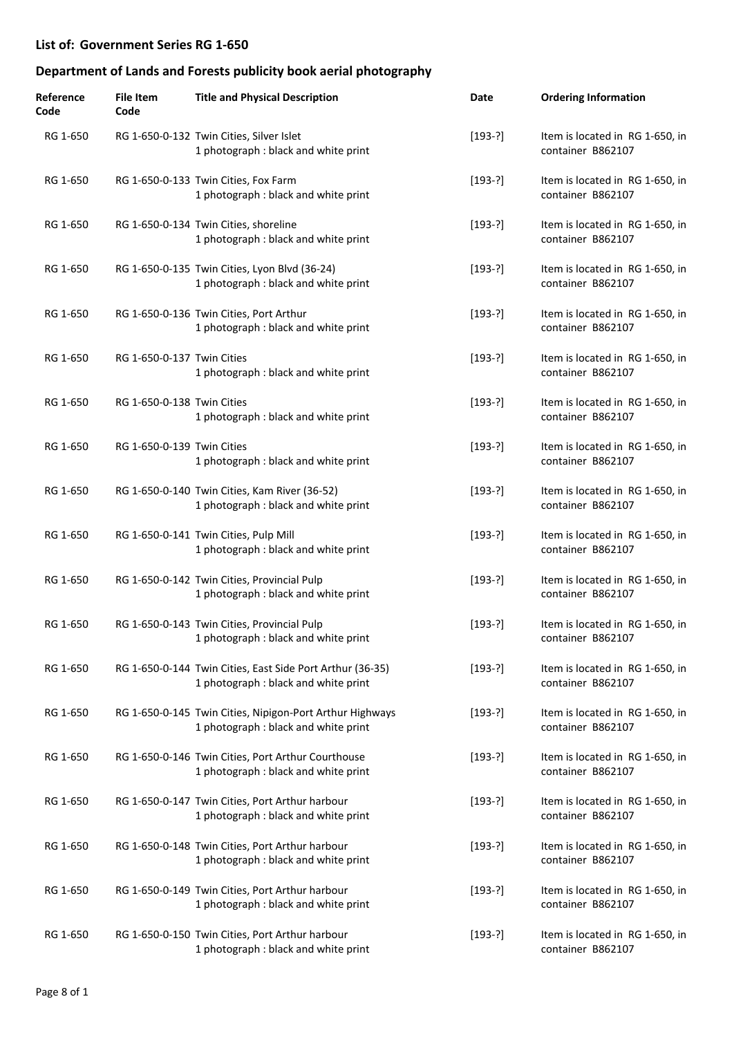## List of: Government Series RG 1-650

## Department of Lands and Forests publicity book aerial photography

| Reference Code | File Item Code | Title and Physical Description | Date | Ordering Information |
|---|---|---|---|---|
| RG 1-650 | RG 1-650-0-132 | Twin Cities, Silver Islet<br>1 photograph : black and white print | [193-?] | Item is located in RG 1-650, in container B862107 |
| RG 1-650 | RG 1-650-0-133 | Twin Cities, Fox Farm<br>1 photograph : black and white print | [193-?] | Item is located in RG 1-650, in container B862107 |
| RG 1-650 | RG 1-650-0-134 | Twin Cities, shoreline<br>1 photograph : black and white print | [193-?] | Item is located in RG 1-650, in container B862107 |
| RG 1-650 | RG 1-650-0-135 | Twin Cities, Lyon Blvd (36-24)<br>1 photograph : black and white print | [193-?] | Item is located in RG 1-650, in container B862107 |
| RG 1-650 | RG 1-650-0-136 | Twin Cities, Port Arthur<br>1 photograph : black and white print | [193-?] | Item is located in RG 1-650, in container B862107 |
| RG 1-650 | RG 1-650-0-137 | Twin Cities<br>1 photograph : black and white print | [193-?] | Item is located in RG 1-650, in container B862107 |
| RG 1-650 | RG 1-650-0-138 | Twin Cities<br>1 photograph : black and white print | [193-?] | Item is located in RG 1-650, in container B862107 |
| RG 1-650 | RG 1-650-0-139 | Twin Cities<br>1 photograph : black and white print | [193-?] | Item is located in RG 1-650, in container B862107 |
| RG 1-650 | RG 1-650-0-140 | Twin Cities, Kam River (36-52)<br>1 photograph : black and white print | [193-?] | Item is located in RG 1-650, in container B862107 |
| RG 1-650 | RG 1-650-0-141 | Twin Cities, Pulp Mill<br>1 photograph : black and white print | [193-?] | Item is located in RG 1-650, in container B862107 |
| RG 1-650 | RG 1-650-0-142 | Twin Cities, Provincial Pulp<br>1 photograph : black and white print | [193-?] | Item is located in RG 1-650, in container B862107 |
| RG 1-650 | RG 1-650-0-143 | Twin Cities, Provincial Pulp<br>1 photograph : black and white print | [193-?] | Item is located in RG 1-650, in container B862107 |
| RG 1-650 | RG 1-650-0-144 | Twin Cities, East Side Port Arthur (36-35)<br>1 photograph : black and white print | [193-?] | Item is located in RG 1-650, in container B862107 |
| RG 1-650 | RG 1-650-0-145 | Twin Cities, Nipigon-Port Arthur Highways<br>1 photograph : black and white print | [193-?] | Item is located in RG 1-650, in container B862107 |
| RG 1-650 | RG 1-650-0-146 | Twin Cities, Port Arthur Courthouse<br>1 photograph : black and white print | [193-?] | Item is located in RG 1-650, in container B862107 |
| RG 1-650 | RG 1-650-0-147 | Twin Cities, Port Arthur harbour<br>1 photograph : black and white print | [193-?] | Item is located in RG 1-650, in container B862107 |
| RG 1-650 | RG 1-650-0-148 | Twin Cities, Port Arthur harbour<br>1 photograph : black and white print | [193-?] | Item is located in RG 1-650, in container B862107 |
| RG 1-650 | RG 1-650-0-149 | Twin Cities, Port Arthur harbour<br>1 photograph : black and white print | [193-?] | Item is located in RG 1-650, in container B862107 |
| RG 1-650 | RG 1-650-0-150 | Twin Cities, Port Arthur harbour<br>1 photograph : black and white print | [193-?] | Item is located in RG 1-650, in container B862107 |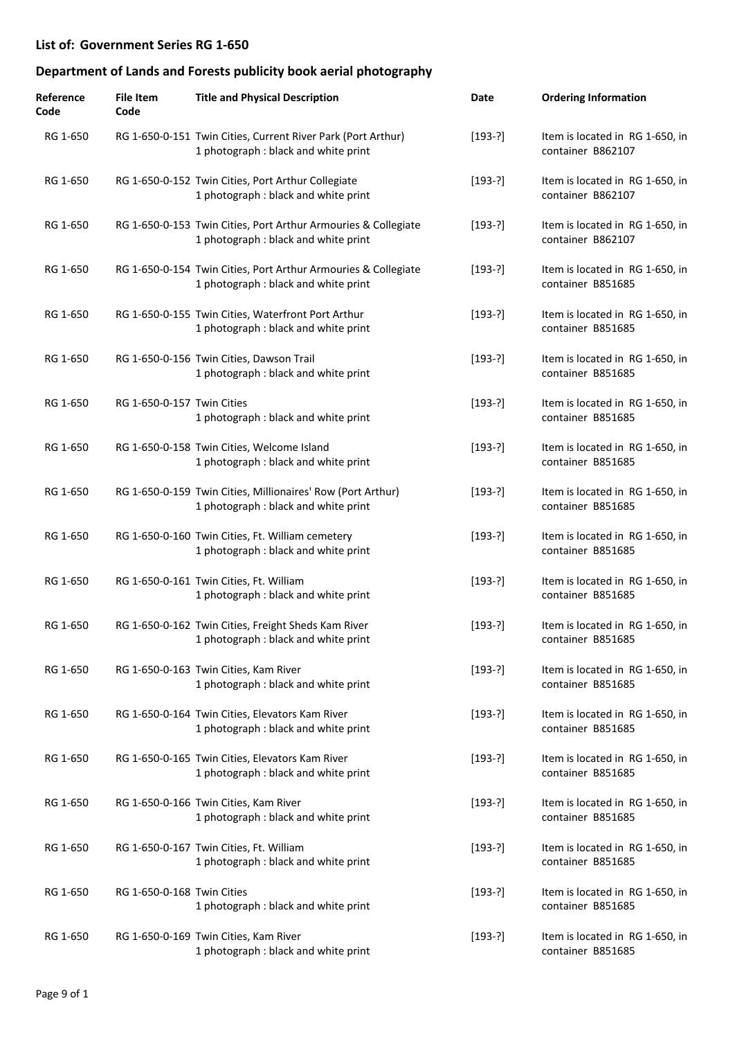## List of: Government Series RG 1-650

## Department of Lands and Forests publicity book aerial photography

| Reference Code | File Item Code | Title and Physical Description | Date | Ordering Information |
| --- | --- | --- | --- | --- |
| RG 1-650 | RG 1-650-0-151 | Twin Cities, Current River Park (Port Arthur)<br>1 photograph : black and white print | [193-?] | Item is located in RG 1-650, in container B862107 |
| RG 1-650 | RG 1-650-0-152 | Twin Cities, Port Arthur Collegiate<br>1 photograph : black and white print | [193-?] | Item is located in RG 1-650, in container B862107 |
| RG 1-650 | RG 1-650-0-153 | Twin Cities, Port Arthur Armouries & Collegiate<br>1 photograph : black and white print | [193-?] | Item is located in RG 1-650, in container B862107 |
| RG 1-650 | RG 1-650-0-154 | Twin Cities, Port Arthur Armouries & Collegiate<br>1 photograph : black and white print | [193-?] | Item is located in RG 1-650, in container B851685 |
| RG 1-650 | RG 1-650-0-155 | Twin Cities, Waterfront Port Arthur<br>1 photograph : black and white print | [193-?] | Item is located in RG 1-650, in container B851685 |
| RG 1-650 | RG 1-650-0-156 | Twin Cities, Dawson Trail<br>1 photograph : black and white print | [193-?] | Item is located in RG 1-650, in container B851685 |
| RG 1-650 | RG 1-650-0-157 | Twin Cities<br>1 photograph : black and white print | [193-?] | Item is located in RG 1-650, in container B851685 |
| RG 1-650 | RG 1-650-0-158 | Twin Cities, Welcome Island<br>1 photograph : black and white print | [193-?] | Item is located in RG 1-650, in container B851685 |
| RG 1-650 | RG 1-650-0-159 | Twin Cities, Millionaires' Row (Port Arthur)<br>1 photograph : black and white print | [193-?] | Item is located in RG 1-650, in container B851685 |
| RG 1-650 | RG 1-650-0-160 | Twin Cities, Ft. William cemetery<br>1 photograph : black and white print | [193-?] | Item is located in RG 1-650, in container B851685 |
| RG 1-650 | RG 1-650-0-161 | Twin Cities, Ft. William<br>1 photograph : black and white print | [193-?] | Item is located in RG 1-650, in container B851685 |
| RG 1-650 | RG 1-650-0-162 | Twin Cities, Freight Sheds Kam River<br>1 photograph : black and white print | [193-?] | Item is located in RG 1-650, in container B851685 |
| RG 1-650 | RG 1-650-0-163 | Twin Cities, Kam River<br>1 photograph : black and white print | [193-?] | Item is located in RG 1-650, in container B851685 |
| RG 1-650 | RG 1-650-0-164 | Twin Cities, Elevators Kam River<br>1 photograph : black and white print | [193-?] | Item is located in RG 1-650, in container B851685 |
| RG 1-650 | RG 1-650-0-165 | Twin Cities, Elevators Kam River<br>1 photograph : black and white print | [193-?] | Item is located in RG 1-650, in container B851685 |
| RG 1-650 | RG 1-650-0-166 | Twin Cities, Kam River<br>1 photograph : black and white print | [193-?] | Item is located in RG 1-650, in container B851685 |
| RG 1-650 | RG 1-650-0-167 | Twin Cities, Ft. William<br>1 photograph : black and white print | [193-?] | Item is located in RG 1-650, in container B851685 |
| RG 1-650 | RG 1-650-0-168 | Twin Cities<br>1 photograph : black and white print | [193-?] | Item is located in RG 1-650, in container B851685 |
| RG 1-650 | RG 1-650-0-169 | Twin Cities, Kam River<br>1 photograph : black and white print | [193-?] | Item is located in RG 1-650, in container B851685 |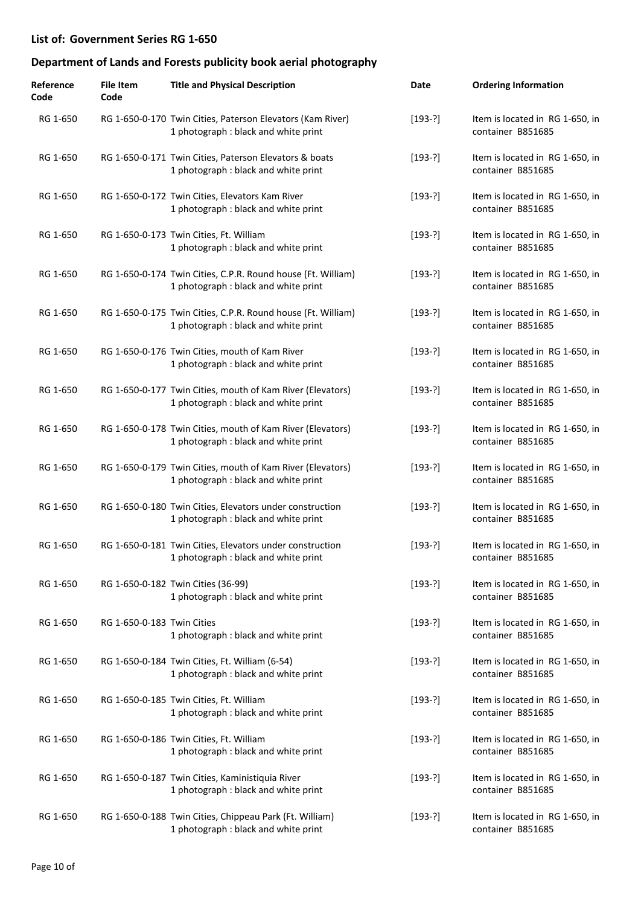## List of: Government Series RG 1-650

## Department of Lands and Forests publicity book aerial photography

| Reference Code | File Item Code | Title and Physical Description | Date | Ordering Information |
| --- | --- | --- | --- | --- |
| RG 1-650 | RG 1-650-0-170 | Twin Cities, Paterson Elevators (Kam River)<br>1 photograph : black and white print | [193-?] | Item is located in RG 1-650, in container B851685 |
| RG 1-650 | RG 1-650-0-171 | Twin Cities, Paterson Elevators & boats<br>1 photograph : black and white print | [193-?] | Item is located in RG 1-650, in container B851685 |
| RG 1-650 | RG 1-650-0-172 | Twin Cities, Elevators Kam River<br>1 photograph : black and white print | [193-?] | Item is located in RG 1-650, in container B851685 |
| RG 1-650 | RG 1-650-0-173 | Twin Cities, Ft. William<br>1 photograph : black and white print | [193-?] | Item is located in RG 1-650, in container B851685 |
| RG 1-650 | RG 1-650-0-174 | Twin Cities, C.P.R. Round house (Ft. William)<br>1 photograph : black and white print | [193-?] | Item is located in RG 1-650, in container B851685 |
| RG 1-650 | RG 1-650-0-175 | Twin Cities, C.P.R. Round house (Ft. William)<br>1 photograph : black and white print | [193-?] | Item is located in RG 1-650, in container B851685 |
| RG 1-650 | RG 1-650-0-176 | Twin Cities, mouth of Kam River<br>1 photograph : black and white print | [193-?] | Item is located in RG 1-650, in container B851685 |
| RG 1-650 | RG 1-650-0-177 | Twin Cities, mouth of Kam River (Elevators)<br>1 photograph : black and white print | [193-?] | Item is located in RG 1-650, in container B851685 |
| RG 1-650 | RG 1-650-0-178 | Twin Cities, mouth of Kam River (Elevators)<br>1 photograph : black and white print | [193-?] | Item is located in RG 1-650, in container B851685 |
| RG 1-650 | RG 1-650-0-179 | Twin Cities, mouth of Kam River (Elevators)<br>1 photograph : black and white print | [193-?] | Item is located in RG 1-650, in container B851685 |
| RG 1-650 | RG 1-650-0-180 | Twin Cities, Elevators under construction<br>1 photograph : black and white print | [193-?] | Item is located in RG 1-650, in container B851685 |
| RG 1-650 | RG 1-650-0-181 | Twin Cities, Elevators under construction<br>1 photograph : black and white print | [193-?] | Item is located in RG 1-650, in container B851685 |
| RG 1-650 | RG 1-650-0-182 | Twin Cities (36-99)<br>1 photograph : black and white print | [193-?] | Item is located in RG 1-650, in container B851685 |
| RG 1-650 | RG 1-650-0-183 | Twin Cities<br>1 photograph : black and white print | [193-?] | Item is located in RG 1-650, in container B851685 |
| RG 1-650 | RG 1-650-0-184 | Twin Cities, Ft. William (6-54)<br>1 photograph : black and white print | [193-?] | Item is located in RG 1-650, in container B851685 |
| RG 1-650 | RG 1-650-0-185 | Twin Cities, Ft. William<br>1 photograph : black and white print | [193-?] | Item is located in RG 1-650, in container B851685 |
| RG 1-650 | RG 1-650-0-186 | Twin Cities, Ft. William<br>1 photograph : black and white print | [193-?] | Item is located in RG 1-650, in container B851685 |
| RG 1-650 | RG 1-650-0-187 | Twin Cities, Kaministiquia River<br>1 photograph : black and white print | [193-?] | Item is located in RG 1-650, in container B851685 |
| RG 1-650 | RG 1-650-0-188 | Twin Cities, Chippeau Park (Ft. William)<br>1 photograph : black and white print | [193-?] | Item is located in RG 1-650, in container B851685 |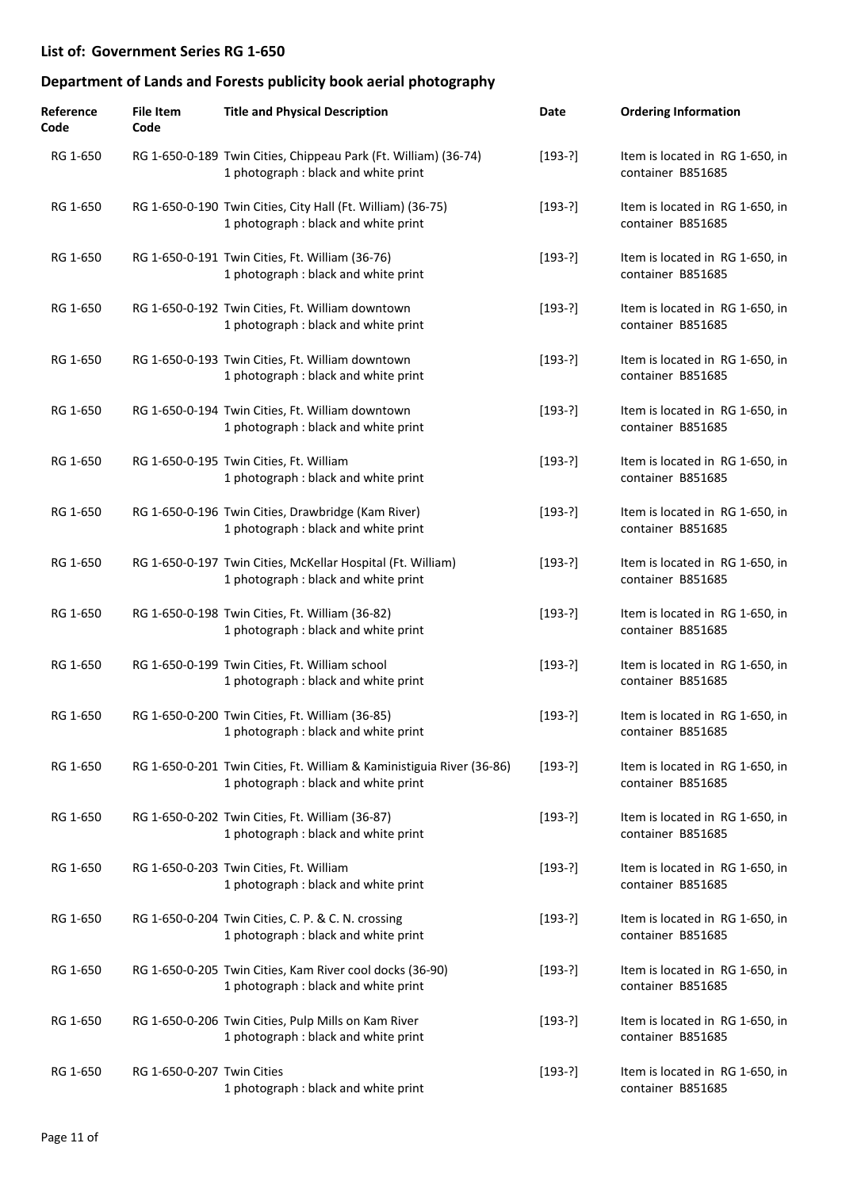## List of: Government Series RG 1-650

## Department of Lands and Forests publicity book aerial photography

| Reference Code | File Item Code | Title and Physical Description | Date | Ordering Information |
|---|---|---|---|---|
| RG 1-650 | RG 1-650-0-189 | Twin Cities, Chippeau Park (Ft. William) (36-74)<br>1 photograph : black and white print | [193-?] | Item is located in RG 1-650, in container B851685 |
| RG 1-650 | RG 1-650-0-190 | Twin Cities, City Hall (Ft. William) (36-75)<br>1 photograph : black and white print | [193-?] | Item is located in RG 1-650, in container B851685 |
| RG 1-650 | RG 1-650-0-191 | Twin Cities, Ft. William (36-76)<br>1 photograph : black and white print | [193-?] | Item is located in RG 1-650, in container B851685 |
| RG 1-650 | RG 1-650-0-192 | Twin Cities, Ft. William downtown<br>1 photograph : black and white print | [193-?] | Item is located in RG 1-650, in container B851685 |
| RG 1-650 | RG 1-650-0-193 | Twin Cities, Ft. William downtown<br>1 photograph : black and white print | [193-?] | Item is located in RG 1-650, in container B851685 |
| RG 1-650 | RG 1-650-0-194 | Twin Cities, Ft. William downtown<br>1 photograph : black and white print | [193-?] | Item is located in RG 1-650, in container B851685 |
| RG 1-650 | RG 1-650-0-195 | Twin Cities, Ft. William<br>1 photograph : black and white print | [193-?] | Item is located in RG 1-650, in container B851685 |
| RG 1-650 | RG 1-650-0-196 | Twin Cities, Drawbridge (Kam River)<br>1 photograph : black and white print | [193-?] | Item is located in RG 1-650, in container B851685 |
| RG 1-650 | RG 1-650-0-197 | Twin Cities, McKellar Hospital (Ft. William)<br>1 photograph : black and white print | [193-?] | Item is located in RG 1-650, in container B851685 |
| RG 1-650 | RG 1-650-0-198 | Twin Cities, Ft. William (36-82)<br>1 photograph : black and white print | [193-?] | Item is located in RG 1-650, in container B851685 |
| RG 1-650 | RG 1-650-0-199 | Twin Cities, Ft. William school<br>1 photograph : black and white print | [193-?] | Item is located in RG 1-650, in container B851685 |
| RG 1-650 | RG 1-650-0-200 | Twin Cities, Ft. William (36-85)<br>1 photograph : black and white print | [193-?] | Item is located in RG 1-650, in container B851685 |
| RG 1-650 | RG 1-650-0-201 | Twin Cities, Ft. William & Kaministiguia River (36-86)<br>1 photograph : black and white print | [193-?] | Item is located in RG 1-650, in container B851685 |
| RG 1-650 | RG 1-650-0-202 | Twin Cities, Ft. William (36-87)<br>1 photograph : black and white print | [193-?] | Item is located in RG 1-650, in container B851685 |
| RG 1-650 | RG 1-650-0-203 | Twin Cities, Ft. William<br>1 photograph : black and white print | [193-?] | Item is located in RG 1-650, in container B851685 |
| RG 1-650 | RG 1-650-0-204 | Twin Cities, C. P. & C. N. crossing<br>1 photograph : black and white print | [193-?] | Item is located in RG 1-650, in container B851685 |
| RG 1-650 | RG 1-650-0-205 | Twin Cities, Kam River cool docks (36-90)<br>1 photograph : black and white print | [193-?] | Item is located in RG 1-650, in container B851685 |
| RG 1-650 | RG 1-650-0-206 | Twin Cities, Pulp Mills on Kam River<br>1 photograph : black and white print | [193-?] | Item is located in RG 1-650, in container B851685 |
| RG 1-650 | RG 1-650-0-207 | Twin Cities<br>1 photograph : black and white print | [193-?] | Item is located in RG 1-650, in container B851685 |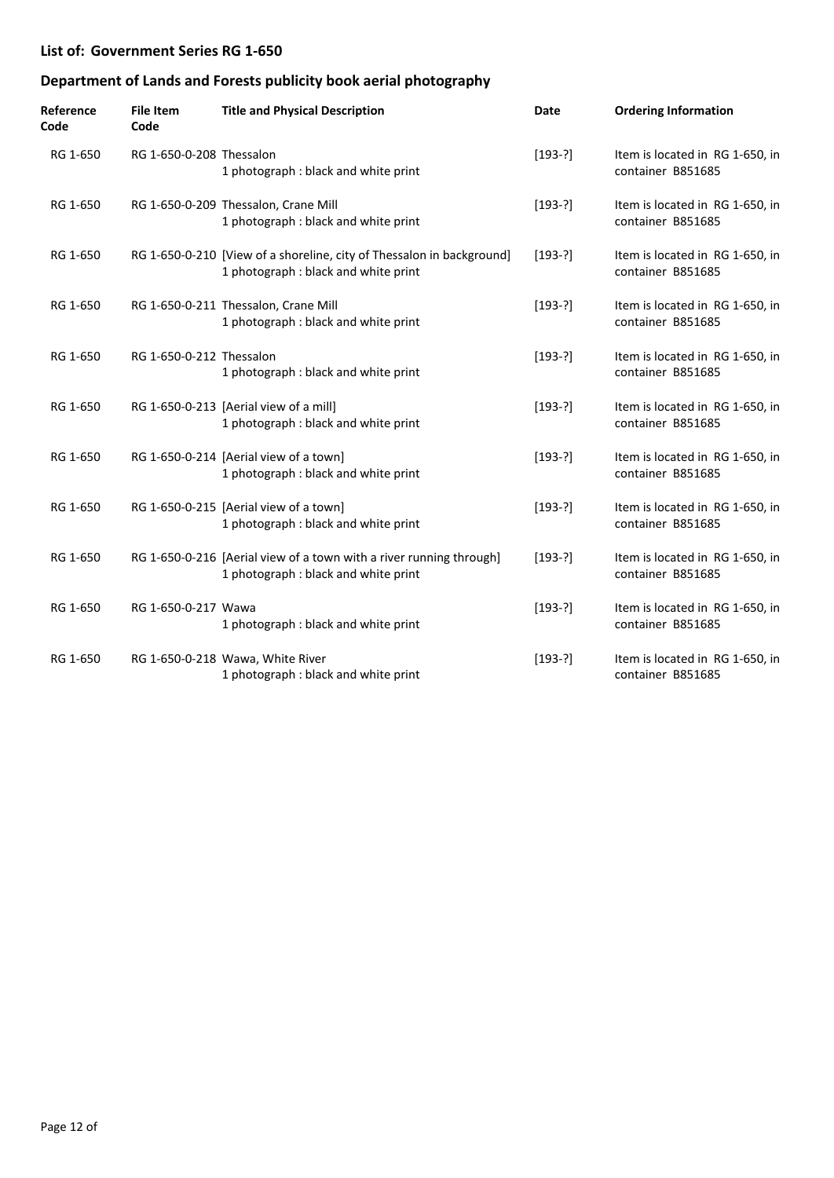## List of: Government Series RG 1-650

## Department of Lands and Forests publicity book aerial photography

| Reference Code | File Item Code | Title and Physical Description | Date | Ordering Information |
|---|---|---|---|---|
| RG 1-650 | RG 1-650-0-208 | Thessalon<br>1 photograph : black and white print | [193-?] | Item is located in RG 1-650, in container B851685 |
| RG 1-650 | RG 1-650-0-209 | Thessalon, Crane Mill<br>1 photograph : black and white print | [193-?] | Item is located in RG 1-650, in container B851685 |
| RG 1-650 | RG 1-650-0-210 | [View of a shoreline, city of Thessalon in background]<br>1 photograph : black and white print | [193-?] | Item is located in RG 1-650, in container B851685 |
| RG 1-650 | RG 1-650-0-211 | Thessalon, Crane Mill<br>1 photograph : black and white print | [193-?] | Item is located in RG 1-650, in container B851685 |
| RG 1-650 | RG 1-650-0-212 | Thessalon<br>1 photograph : black and white print | [193-?] | Item is located in RG 1-650, in container B851685 |
| RG 1-650 | RG 1-650-0-213 | [Aerial view of a mill]<br>1 photograph : black and white print | [193-?] | Item is located in RG 1-650, in container B851685 |
| RG 1-650 | RG 1-650-0-214 | [Aerial view of a town]<br>1 photograph : black and white print | [193-?] | Item is located in RG 1-650, in container B851685 |
| RG 1-650 | RG 1-650-0-215 | [Aerial view of a town]<br>1 photograph : black and white print | [193-?] | Item is located in RG 1-650, in container B851685 |
| RG 1-650 | RG 1-650-0-216 | [Aerial view of a town with a river running through]<br>1 photograph : black and white print | [193-?] | Item is located in RG 1-650, in container B851685 |
| RG 1-650 | RG 1-650-0-217 | Wawa<br>1 photograph : black and white print | [193-?] | Item is located in RG 1-650, in container B851685 |
| RG 1-650 | RG 1-650-0-218 | Wawa, White River<br>1 photograph : black and white print | [193-?] | Item is located in RG 1-650, in container B851685 |